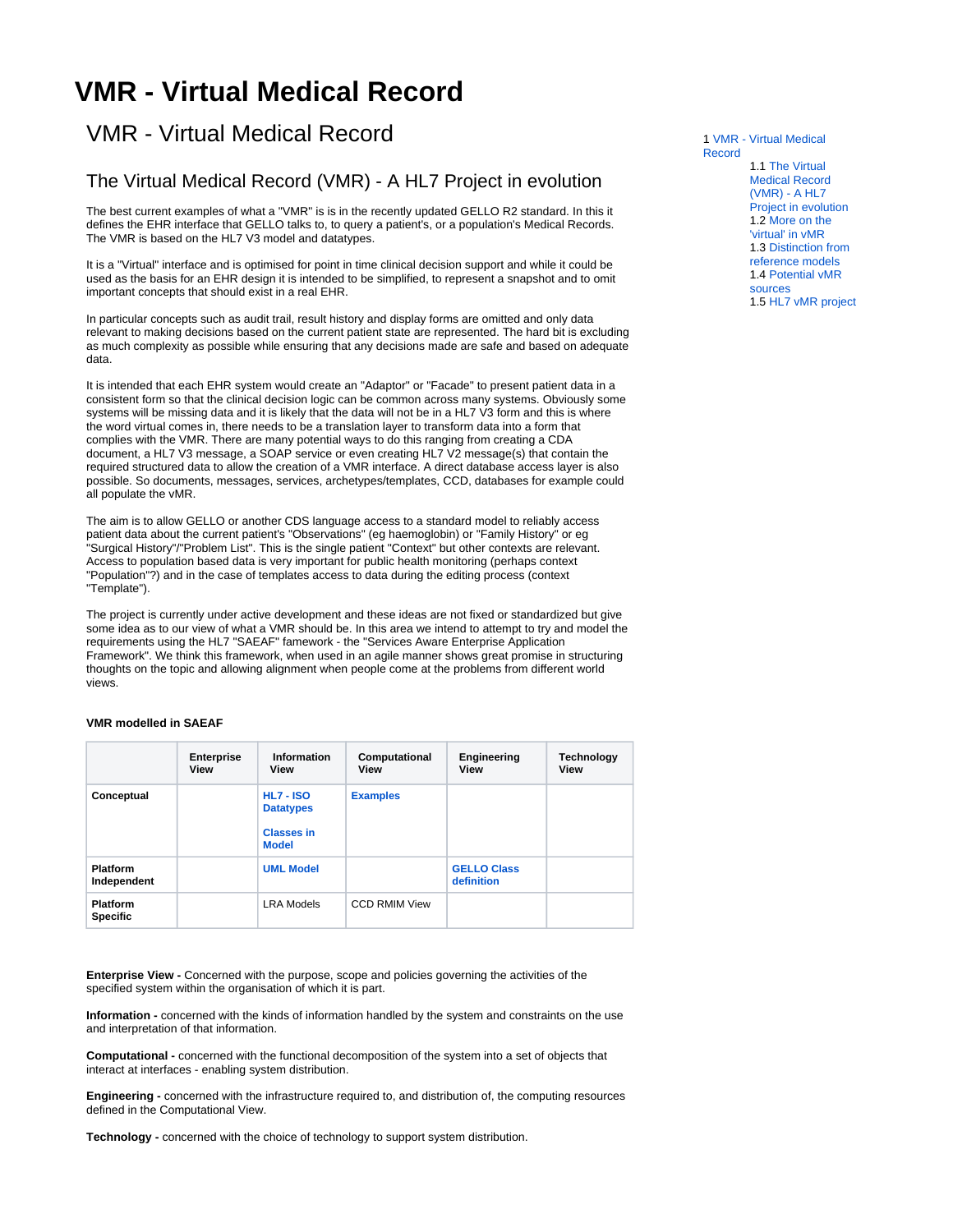# VMR - Virtual Medical Record

## VMR - Virtual Medical Record

1 VMR - Virtual Medical Record
- 1.1 The Virtual Medical Record (VMR) - A HL7 Project in evolution
- 1.2 More on the 'virtual' in vMR
- 1.3 Distinction from reference models
- 1.4 Potential vMR sources
- 1.5 HL7 vMR project

### The Virtual Medical Record (VMR) - A HL7 Project in evolution

The best current examples of what a "VMR" is is in the recently updated GELLO R2 standard. In this it defines the EHR interface that GELLO talks to, to query a patient's, or a population's Medical Records. The VMR is based on the HL7 V3 model and datatypes.

It is a "Virtual" interface and is optimised for point in time clinical decision support and while it could be used as the basis for an EHR design it is intended to be simplified, to represent a snapshot and to omit important concepts that should exist in a real EHR.

In particular concepts such as audit trail, result history and display forms are omitted and only data relevant to making decisions based on the current patient state are represented. The hard bit is excluding as much complexity as possible while ensuring that any decisions made are safe and based on adequate data.

It is intended that each EHR system would create an "Adaptor" or "Facade" to present patient data in a consistent form so that the clinical decision logic can be common across many systems. Obviously some systems will be missing data and it is likely that the data will not be in a HL7 V3 form and this is where the word virtual comes in, there needs to be a translation layer to transform data into a form that complies with the VMR. There are many potential ways to do this ranging from creating a CDA document, a HL7 V3 message, a SOAP service or even creating HL7 V2 message(s) that contain the required structured data to allow the creation of a VMR interface. A direct database access layer is also possible. So documents, messages, services, archetypes/templates, CCD, databases for example could all populate the vMR.

The aim is to allow GELLO or another CDS language access to a standard model to reliably access patient data about the current patient's "Observations" (eg haemoglobin) or "Family History" or eg "Surgical History"/"Problem List". This is the single patient "Context" but other contexts are relevant. Access to population based data is very important for public health monitoring (perhaps context "Population"?) and in the case of templates access to data during the editing process (context "Template").

The project is currently under active development and these ideas are not fixed or standardized but give some idea as to our view of what a VMR should be. In this area we intend to attempt to try and model the requirements using the HL7 "SAEAF" famework - the "Services Aware Enterprise Application Framework". We think this framework, when used in an agile manner shows great promise in structuring thoughts on the topic and allowing alignment when people come at the problems from different world views.

**VMR modelled in SAEAF**

| | Enterprise View | Information View | Computational View | Engineering View | Technology View |
|---|---|---|---|---|---|
| **Conceptual** | | **HL7 - ISO Datatypes**<br><br>**Classes in Model** | **Examples** | | |
| **Platform Independent** | | **UML Model** | | **GELLO Class definition** | |
| **Platform Specific** | | LRA Models | CCD RMIM View | | |

**Enterprise View -** Concerned with the purpose, scope and policies governing the activities of the specified system within the organisation of which it is part.

**Information -** concerned with the kinds of information handled by the system and constraints on the use and interpretation of that information.

**Computational -** concerned with the functional decomposition of the system into a set of objects that interact at interfaces - enabling system distribution.

**Engineering -** concerned with the infrastructure required to, and distribution of, the computing resources defined in the Computational View.

**Technology -** concerned with the choice of technology to support system distribution.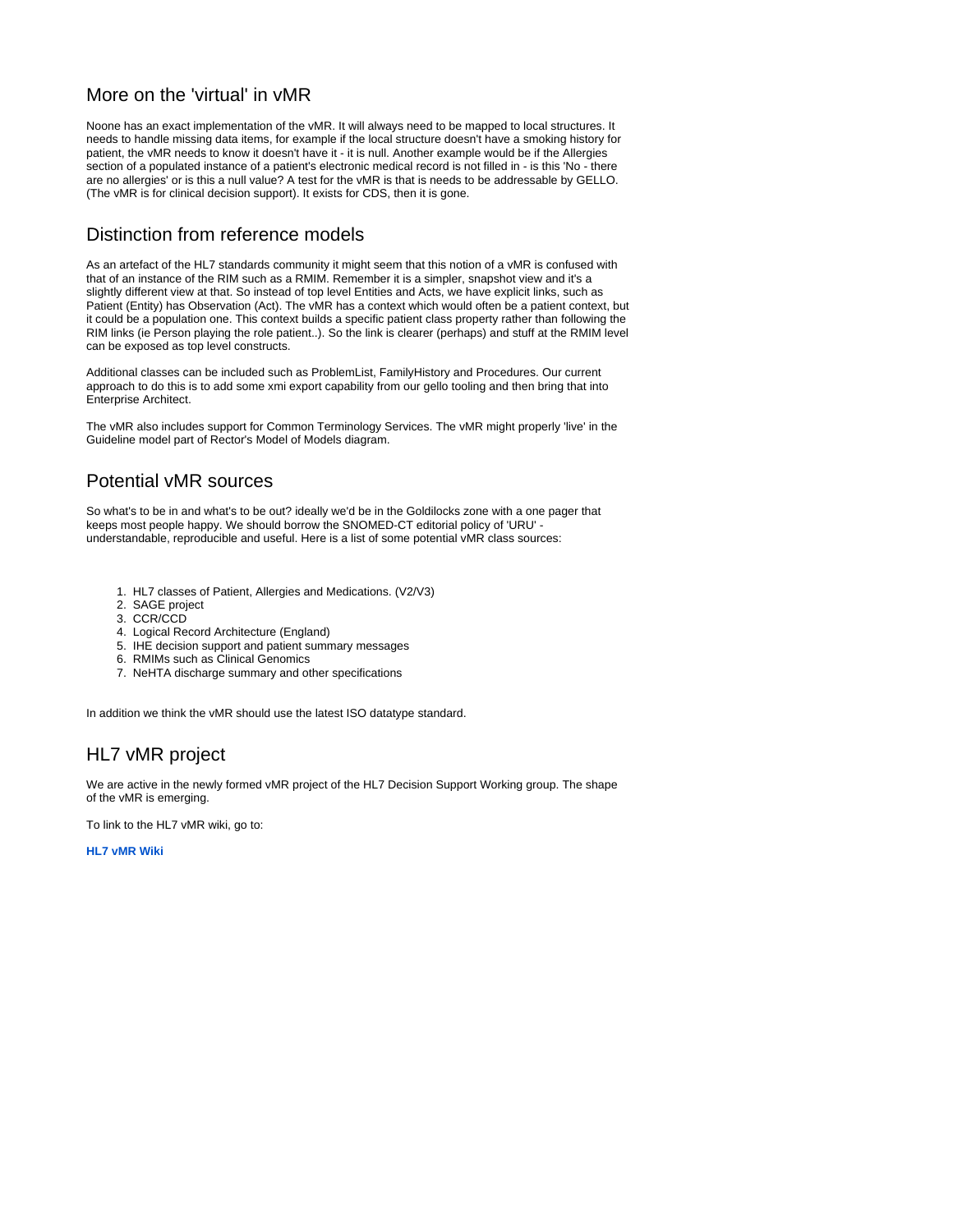## More on the 'virtual' in vMR

Noone has an exact implementation of the vMR. It will always need to be mapped to local structures. It needs to handle missing data items, for example if the local structure doesn't have a smoking history for patient, the vMR needs to know it doesn't have it - it is null. Another example would be if the Allergies section of a populated instance of a patient's electronic medical record is not filled in - is this 'No - there are no allergies' or is this a null value? A test for the vMR is that is needs to be addressable by GELLO. (The vMR is for clinical decision support). It exists for CDS, then it is gone.

## Distinction from reference models

As an artefact of the HL7 standards community it might seem that this notion of a vMR is confused with that of an instance of the RIM such as a RMIM. Remember it is a simpler, snapshot view and it's a slightly different view at that. So instead of top level Entities and Acts, we have explicit links, such as Patient (Entity) has Observation (Act). The vMR has a context which would often be a patient context, but it could be a population one. This context builds a specific patient class property rather than following the RIM links (ie Person playing the role patient..). So the link is clearer (perhaps) and stuff at the RMIM level can be exposed as top level constructs.

Additional classes can be included such as ProblemList, FamilyHistory and Procedures. Our current approach to do this is to add some xmi export capability from our gello tooling and then bring that into Enterprise Architect.

The vMR also includes support for Common Terminology Services. The vMR might properly 'live' in the Guideline model part of Rector's Model of Models diagram.

## Potential vMR sources

So what's to be in and what's to be out? ideally we'd be in the Goldilocks zone with a one pager that keeps most people happy. We should borrow the SNOMED-CT editorial policy of 'URU' - understandable, reproducible and useful. Here is a list of some potential vMR class sources:

1. HL7 classes of Patient, Allergies and Medications. (V2/V3)
2. SAGE project
3. CCR/CCD
4. Logical Record Architecture (England)
5. IHE decision support and patient summary messages
6. RMIMs such as Clinical Genomics
7. NeHTA discharge summary and other specifications

In addition we think the vMR should use the latest ISO datatype standard.

## HL7 vMR project

We are active in the newly formed vMR project of the HL7 Decision Support Working group. The shape of the vMR is emerging.

To link to the HL7 vMR wiki, go to:

**HL7 vMR Wiki**